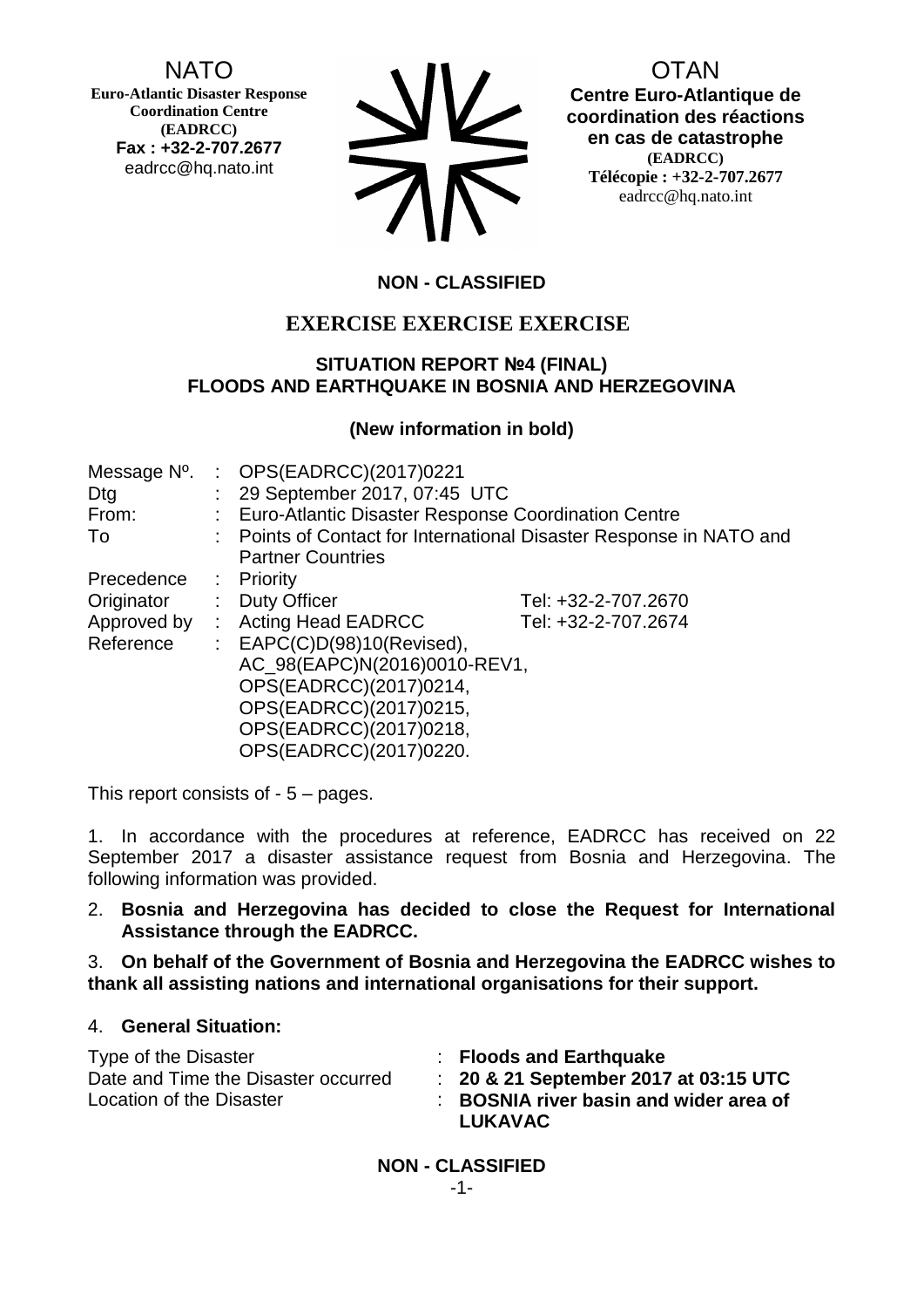NATO
**Euro-Atlantic Disaster Response Coordination Centre (EADRCC)**
**Fax : +32-2-707.2677**
eadrcc@hq.nato.int

OTAN
**Centre Euro-Atlantique de coordination des réactions en cas de catastrophe**
**(EADRCC)**
**Télécopie : +32-2-707.2677**
eadrcc@hq.nato.int

**NON - CLASSIFIED**

## EXERCISE EXERCISE EXERCISE

### SITUATION REPORT №4 (FINAL)
### FLOODS AND EARTHQUAKE IN BOSNIA AND HERZEGOVINA

**(New information in bold)**

| | | | |
|---|---|---|---|
| Message Nº. | : | OPS(EADRCC)(2017)0221 | |
| Dtg | : | 29 September 2017, 07:45 UTC | |
| From: | : | Euro-Atlantic Disaster Response Coordination Centre | |
| To | : | Points of Contact for International Disaster Response in NATO and Partner Countries | |
| Precedence | : | Priority | |
| Originator | : | Duty Officer | Tel: +32-2-707.2670 |
| Approved by | : | Acting Head EADRCC | Tel: +32-2-707.2674 |
| Reference | : | EAPC(C)D(98)10(Revised), AC_98(EAPC)N(2016)0010-REV1, OPS(EADRCC)(2017)0214, OPS(EADRCC)(2017)0215, OPS(EADRCC)(2017)0218, OPS(EADRCC)(2017)0220. | |

This report consists of - 5 – pages.

1. In accordance with the procedures at reference, EADRCC has received on 22 September 2017 a disaster assistance request from Bosnia and Herzegovina. The following information was provided.

2. **Bosnia and Herzegovina has decided to close the Request for International Assistance through the EADRCC.**

3. **On behalf of the Government of Bosnia and Herzegovina the EADRCC wishes to thank all assisting nations and international organisations for their support.**

4. **General Situation:**

| | | |
|---|---|---|
| Type of the Disaster | : | **Floods and Earthquake** |
| Date and Time the Disaster occurred | : | **20 & 21 September 2017 at 03:15 UTC** |
| Location of the Disaster | : | **BOSNIA river basin and wider area of LUKAVAC** |

**NON - CLASSIFIED**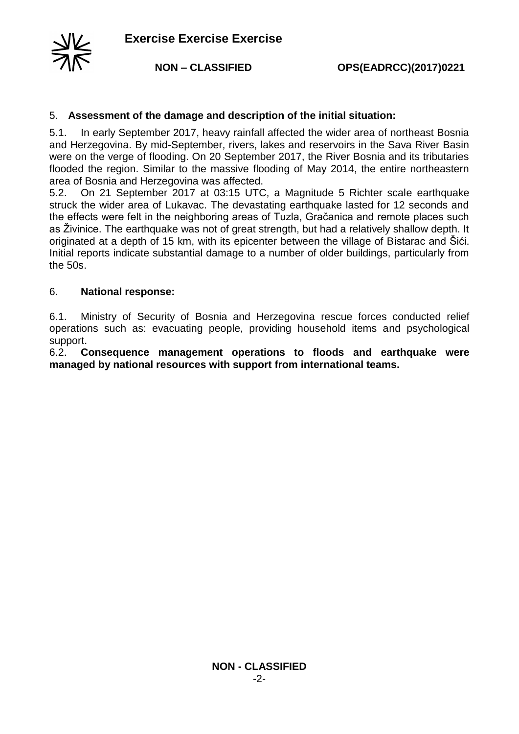5. **Assessment of the damage and description of the initial situation:**

5.1. In early September 2017, heavy rainfall affected the wider area of northeast Bosnia and Herzegovina. By mid-September, rivers, lakes and reservoirs in the Sava River Basin were on the verge of flooding. On 20 September 2017, the River Bosnia and its tributaries flooded the region. Similar to the massive flooding of May 2014, the entire northeastern area of Bosnia and Herzegovina was affected.

5.2. On 21 September 2017 at 03:15 UTC, a Magnitude 5 Richter scale earthquake struck the wider area of Lukavac. The devastating earthquake lasted for 12 seconds and the effects were felt in the neighboring areas of Tuzla, Gračanica and remote places such as Živinice. The earthquake was not of great strength, but had a relatively shallow depth. It originated at a depth of 15 km, with its epicenter between the village of Bistarac and Šići. Initial reports indicate substantial damage to a number of older buildings, particularly from the 50s.

6. **National response:**

6.1. Ministry of Security of Bosnia and Herzegovina rescue forces conducted relief operations such as: evacuating people, providing household items and psychological support.

6.2. **Consequence management operations to floods and earthquake were managed by national resources with support from international teams.**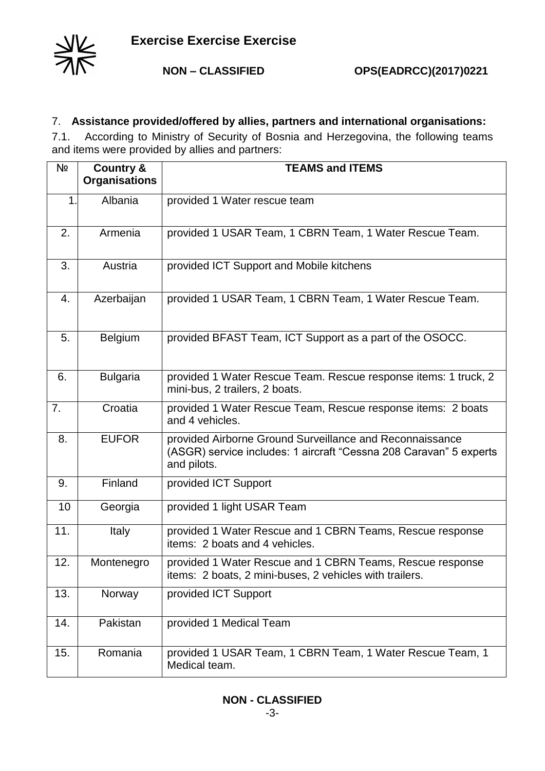7. **Assistance provided/offered by allies, partners and international organisations:**

7.1. According to Ministry of Security of Bosnia and Herzegovina, the following teams and items were provided by allies and partners:

| № | Country & Organisations | TEAMS and ITEMS |
|---|---|---|
| 1. | Albania | provided 1 Water rescue team |
| 2. | Armenia | provided 1 USAR Team, 1 CBRN Team, 1 Water Rescue Team. |
| 3. | Austria | provided ICT Support and Mobile kitchens |
| 4. | Azerbaijan | provided 1 USAR Team, 1 CBRN Team, 1 Water Rescue Team. |
| 5. | Belgium | provided BFAST Team, ICT Support as a part of the OSOCC. |
| 6. | Bulgaria | provided 1 Water Rescue Team. Rescue response items: 1 truck, 2 mini-bus, 2 trailers, 2 boats. |
| 7. | Croatia | provided 1 Water Rescue Team, Rescue response items: 2 boats and 4 vehicles. |
| 8. | EUFOR | provided Airborne Ground Surveillance and Reconnaissance (ASGR) service includes: 1 aircraft "Cessna 208 Caravan" 5 experts and pilots. |
| 9. | Finland | provided ICT Support |
| 10 | Georgia | provided 1 light USAR Team |
| 11. | Italy | provided 1 Water Rescue and 1 CBRN Teams, Rescue response items: 2 boats and 4 vehicles. |
| 12. | Montenegro | provided 1 Water Rescue and 1 CBRN Teams, Rescue response items: 2 boats, 2 mini-buses, 2 vehicles with trailers. |
| 13. | Norway | provided ICT Support |
| 14. | Pakistan | provided 1 Medical Team |
| 15. | Romania | provided 1 USAR Team, 1 CBRN Team, 1 Water Rescue Team, 1 Medical team. |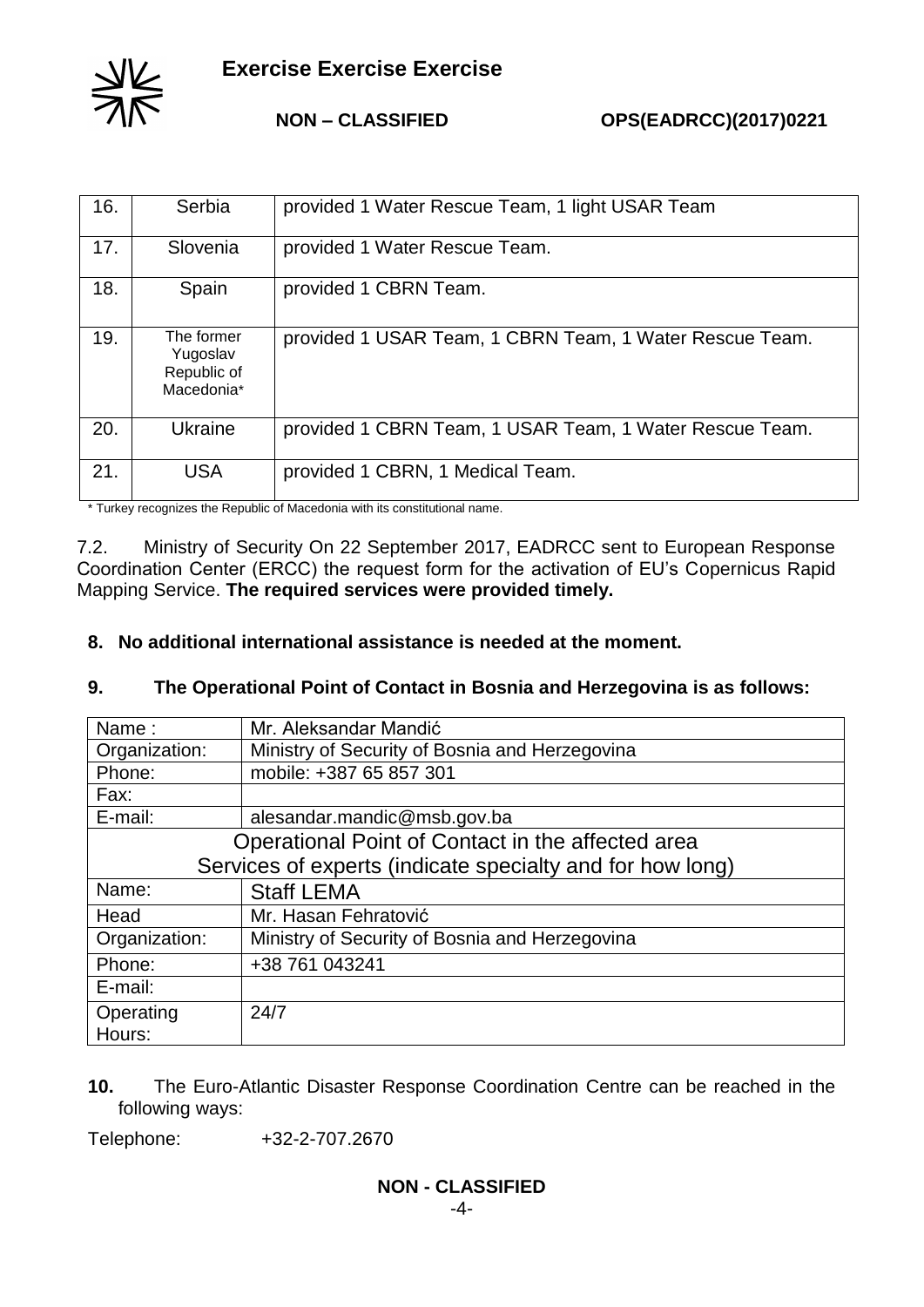| 16. | Serbia | provided 1 Water Rescue Team, 1 light USAR Team |
|---|---|---|
| 17. | Slovenia | provided 1 Water Rescue Team. |
| 18. | Spain | provided 1 CBRN Team. |
| 19. | The former Yugoslav Republic of Macedonia* | provided 1 USAR Team, 1 CBRN Team, 1 Water Rescue Team. |
| 20. | Ukraine | provided 1 CBRN Team, 1 USAR Team, 1 Water Rescue Team. |
| 21. | USA | provided 1 CBRN, 1 Medical Team. |

* Turkey recognizes the Republic of Macedonia with its constitutional name.

7.2. Ministry of Security On 22 September 2017, EADRCC sent to European Response Coordination Center (ERCC) the request form for the activation of EU's Copernicus Rapid Mapping Service. **The required services were provided timely.**

**8. No additional international assistance is needed at the moment.**

**9. The Operational Point of Contact in Bosnia and Herzegovina is as follows:**

| Name : | Mr. Aleksandar Mandić |
|---|---|
| Organization: | Ministry of Security of Bosnia and Herzegovina |
| Phone: | mobile: +387 65 857 301 |
| Fax: | |
| E-mail: | alesandar.mandic@msb.gov.ba |
| Operational Point of Contact in the affected area<br>Services of experts (indicate specialty and for how long) | |
| Name: | Staff LEMA |
| Head | Mr. Hasan Fehratović |
| Organization: | Ministry of Security of Bosnia and Herzegovina |
| Phone: | +38 761 043241 |
| E-mail: | |
| Operating Hours: | 24/7 |

**10.** The Euro-Atlantic Disaster Response Coordination Centre can be reached in the following ways:

Telephone: +32-2-707.2670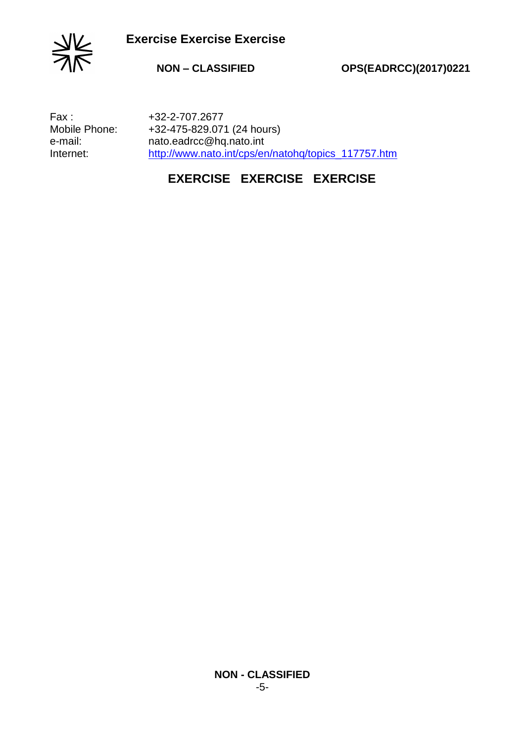Fax : +32-2-707.2677
Mobile Phone: +32-475-829.071 (24 hours)
e-mail: nato.eadrcc@hq.nato.int
Internet: http://www.nato.int/cps/en/natohq/topics_117757.htm

**EXERCISE EXERCISE EXERCISE**